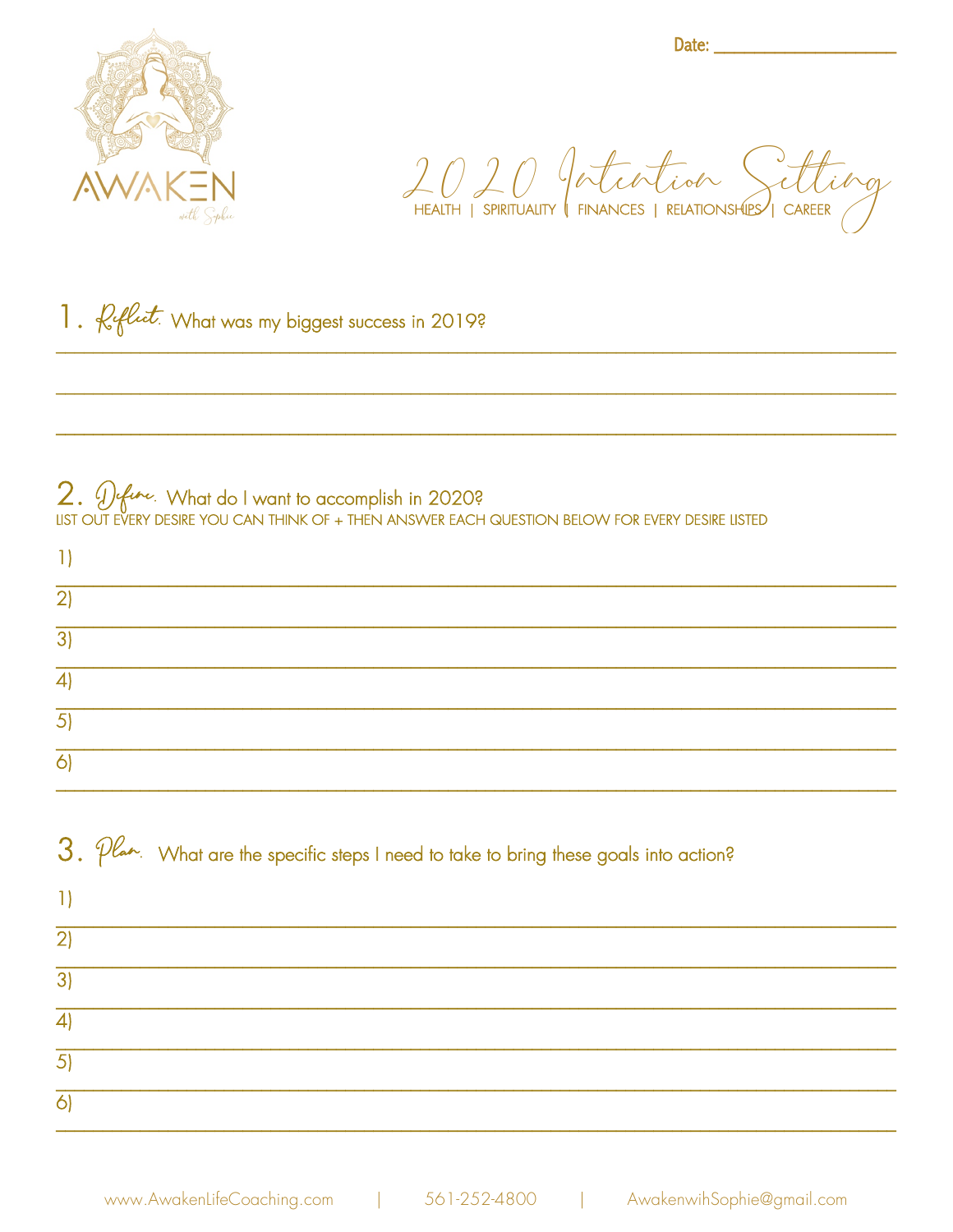AWAKEN

with Sophie

Date: ____________________

# 2020 Intention Setting

HEALTH | SPIRITUALITY | FINANCES | RELATIONSHIPS | CAREER

## 1. *Reflect*. What was my biggest success in 2019?

______________________________________________________________________

______________________________________________________________________

______________________________________________________________________

## 2. *Define*. What do I want to accomplish in 2020?

LIST OUT EVERY DESIRE YOU CAN THINK OF + THEN ANSWER EACH QUESTION BELOW FOR EVERY DESIRE LISTED

1) ____________________________________________________________________

2) ____________________________________________________________________

3) ____________________________________________________________________

4) ____________________________________________________________________

5) ____________________________________________________________________

6) ____________________________________________________________________

## 3. *Plan*. What are the specific steps I need to take to bring these goals into action?

1) ____________________________________________________________________

2) ____________________________________________________________________

3) ____________________________________________________________________

4) ____________________________________________________________________

5) ____________________________________________________________________

6) ____________________________________________________________________

www.AwakenLifeCoaching.com | 561-252-4800 | AwakenwihSophie@gmail.com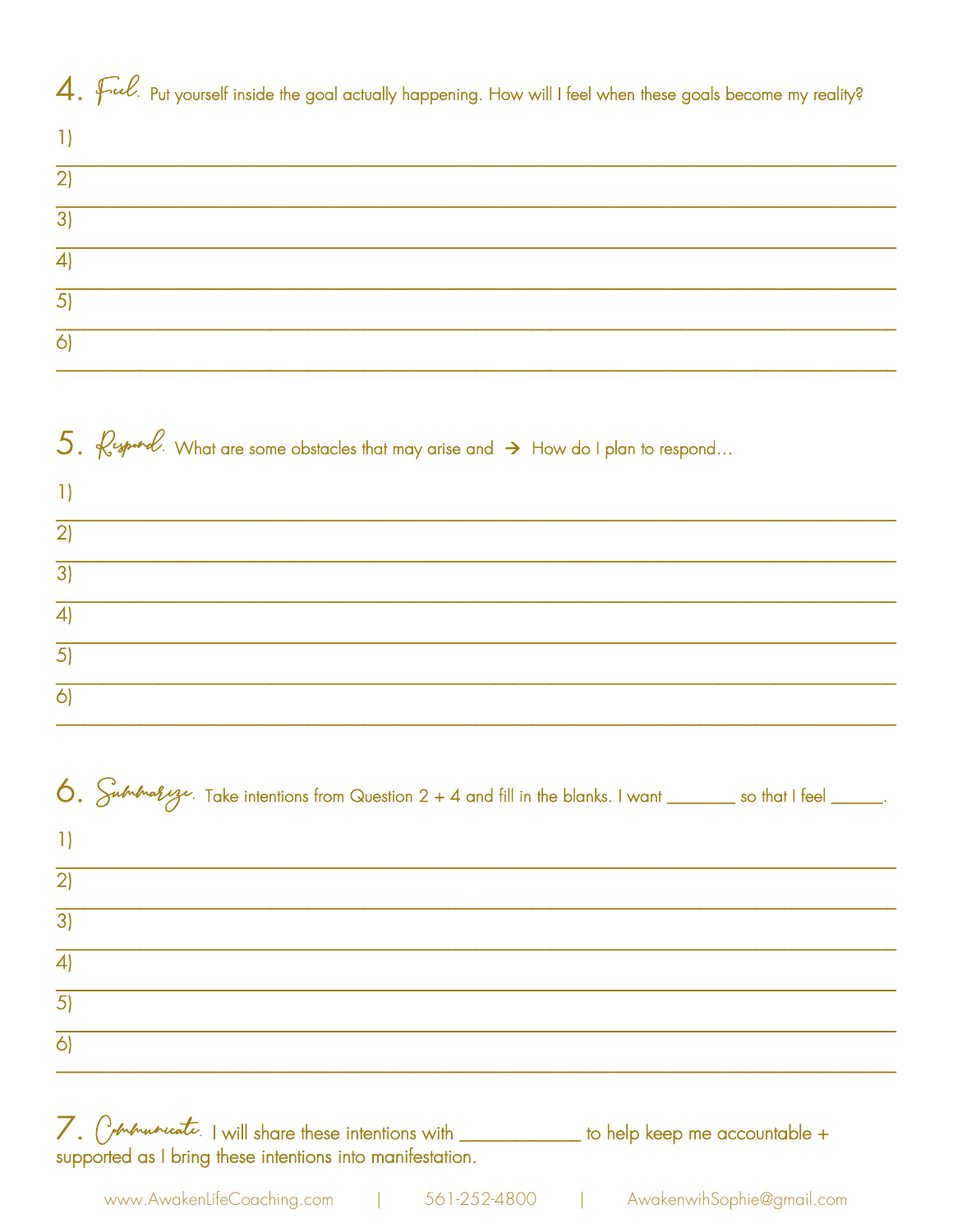## 4. *Feel.* Put yourself inside the goal actually happening. How will I feel when these goals become my reality?

1) ______________________________________________________________________________

2) ______________________________________________________________________________

3) ______________________________________________________________________________

4) ______________________________________________________________________________

5) ______________________________________________________________________________

6) ______________________________________________________________________________

## 5. *Respond.* What are some obstacles that may arise and → How do I plan to respond…

1) ______________________________________________________________________________

2) ______________________________________________________________________________

3) ______________________________________________________________________________

4) ______________________________________________________________________________

5) ______________________________________________________________________________

6) ______________________________________________________________________________

## 6. *Summarize.* Take intentions from Question 2 + 4 and fill in the blanks. I want ________ so that I feel ______.

1) ______________________________________________________________________________

2) ______________________________________________________________________________

3) ______________________________________________________________________________

4) ______________________________________________________________________________

5) ______________________________________________________________________________

6) ______________________________________________________________________________

## 7. *Communicate.* I will share these intentions with _____________ to help keep me accountable + supported as I bring these intentions into manifestation.

www.AwakenLifeCoaching.com | 561-252-4800 | AwakenwihSophie@gmail.com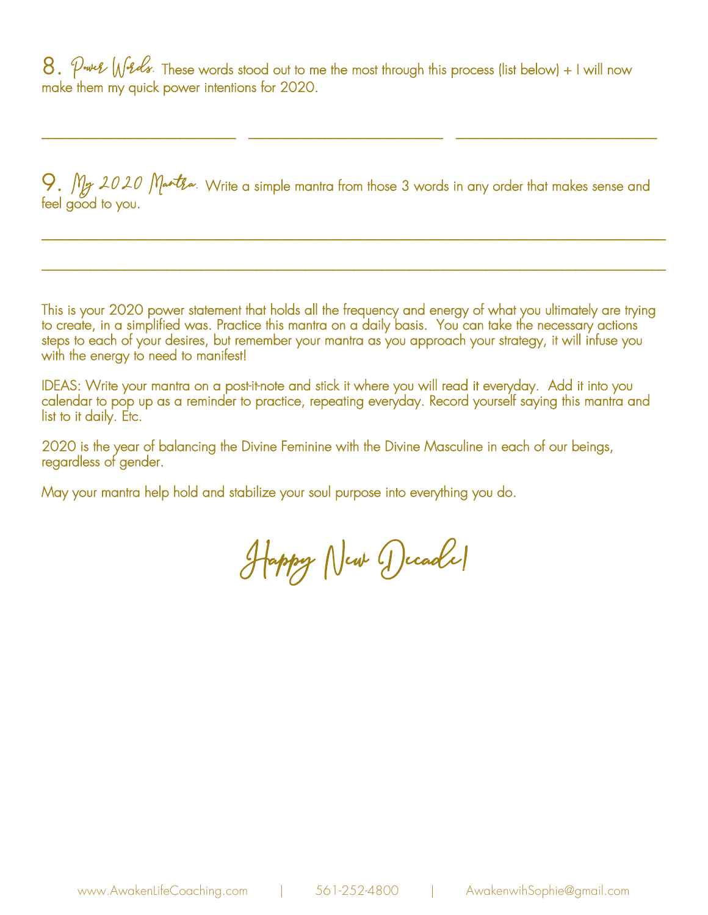8. *Power Words.* These words stood out to me the most through this process (list below) + I will now make them my quick power intentions for 2020.

_________________________ _________________________ _________________________

9. *My 2020 Mantra.* Write a simple mantra from those 3 words in any order that makes sense and feel good to you.

_______________________________________________________________________________

_______________________________________________________________________________

This is your 2020 power statement that holds all the frequency and energy of what you ultimately are trying to create, in a simplified was. Practice this mantra on a daily basis. You can take the necessary actions steps to each of your desires, but remember your mantra as you approach your strategy, it will infuse you with the energy to need to manifest!

IDEAS: Write your mantra on a post-it-note and stick it where you will read it everyday. Add it into you calendar to pop up as a reminder to practice, repeating everyday. Record yourself saying this mantra and list to it daily. Etc.

2020 is the year of balancing the Divine Feminine with the Divine Masculine in each of our beings, regardless of gender.

May your mantra help hold and stabilize your soul purpose into everything you do.

*Happy New Decade!*

www.AwakenLifeCoaching.com | 561-252-4800 | AwakenwihSophie@gmail.com